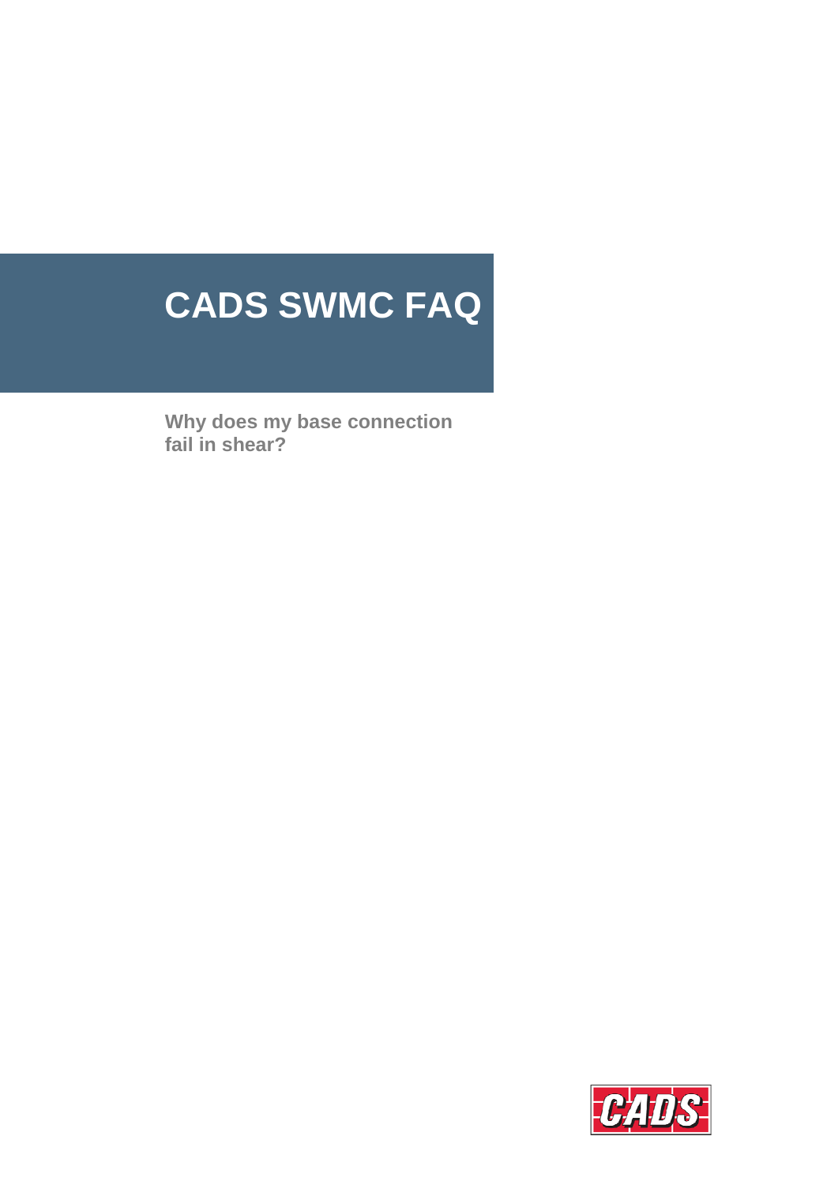# CADS SWMC FAQ

**Why does my base connection fail in shear?**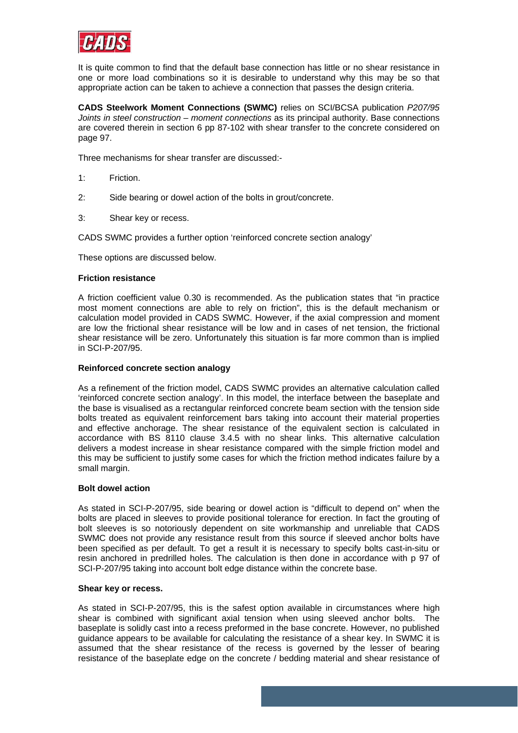It is quite common to find that the default base connection has little or no shear resistance in one or more load combinations so it is desirable to understand why this may be so that appropriate action can be taken to achieve a connection that passes the design criteria.

**CADS Steelwork Moment Connections (SWMC)** relies on SCI/BCSA publication *P207/95 Joints in steel construction – moment connections* as its principal authority. Base connections are covered therein in section 6 pp 87-102 with shear transfer to the concrete considered on page 97.

Three mechanisms for shear transfer are discussed:-

1: Friction.

2: Side bearing or dowel action of the bolts in grout/concrete.

3: Shear key or recess.

CADS SWMC provides a further option 'reinforced concrete section analogy'

These options are discussed below.

**Friction resistance**

A friction coefficient value 0.30 is recommended. As the publication states that "in practice most moment connections are able to rely on friction", this is the default mechanism or calculation model provided in CADS SWMC. However, if the axial compression and moment are low the frictional shear resistance will be low and in cases of net tension, the frictional shear resistance will be zero. Unfortunately this situation is far more common than is implied in SCI-P-207/95.

**Reinforced concrete section analogy**

As a refinement of the friction model, CADS SWMC provides an alternative calculation called 'reinforced concrete section analogy'. In this model, the interface between the baseplate and the base is visualised as a rectangular reinforced concrete beam section with the tension side bolts treated as equivalent reinforcement bars taking into account their material properties and effective anchorage. The shear resistance of the equivalent section is calculated in accordance with BS 8110 clause 3.4.5 with no shear links. This alternative calculation delivers a modest increase in shear resistance compared with the simple friction model and this may be sufficient to justify some cases for which the friction method indicates failure by a small margin.

**Bolt dowel action**

As stated in SCI-P-207/95, side bearing or dowel action is "difficult to depend on" when the bolts are placed in sleeves to provide positional tolerance for erection. In fact the grouting of bolt sleeves is so notoriously dependent on site workmanship and unreliable that CADS SWMC does not provide any resistance result from this source if sleeved anchor bolts have been specified as per default. To get a result it is necessary to specify bolts cast-in-situ or resin anchored in predrilled holes. The calculation is then done in accordance with p 97 of SCI-P-207/95 taking into account bolt edge distance within the concrete base.

**Shear key or recess.**

As stated in SCI-P-207/95, this is the safest option available in circumstances where high shear is combined with significant axial tension when using sleeved anchor bolts. The baseplate is solidly cast into a recess preformed in the base concrete. However, no published guidance appears to be available for calculating the resistance of a shear key. In SWMC it is assumed that the shear resistance of the recess is governed by the lesser of bearing resistance of the baseplate edge on the concrete / bedding material and shear resistance of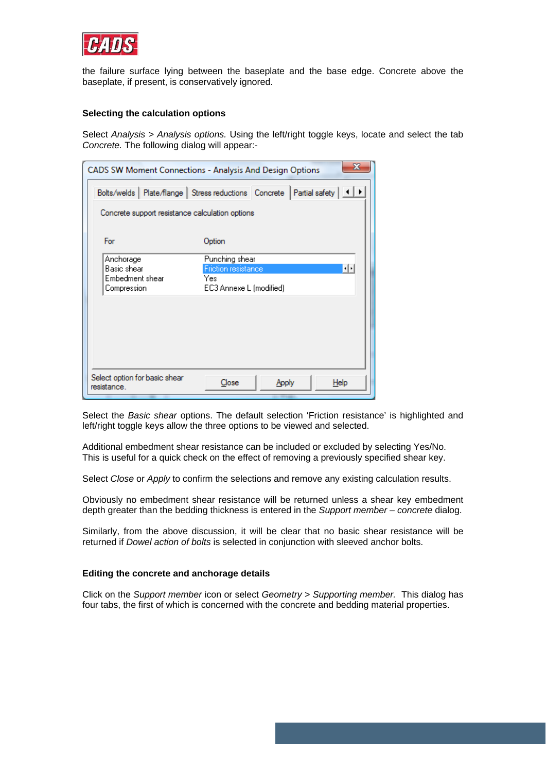the failure surface lying between the baseplate and the base edge. Concrete above the baseplate, if present, is conservatively ignored.

### Selecting the calculation options

Select *Analysis* > *Analysis options.* Using the left/right toggle keys, locate and select the tab *Concrete.* The following dialog will appear:-

CADS SW Moment Connections - Analysis And Design Options

Bolts/welds | Plate/flange | Stress reductions | Concrete | Partial safety

Concrete support resistance calculation options

| For | Option |
|---|---|
| Anchorage | Punching shear |
| Basic shear | Friction resistance |
| Embedment shear | Yes |
| Compression | EC3 Annexe L (modified) |

Select option for basic shear resistance.

Close | Apply | Help

Select the *Basic shear* options. The default selection 'Friction resistance' is highlighted and left/right toggle keys allow the three options to be viewed and selected.

Additional embedment shear resistance can be included or excluded by selecting Yes/No. This is useful for a quick check on the effect of removing a previously specified shear key.

Select *Close* or *Apply* to confirm the selections and remove any existing calculation results.

Obviously no embedment shear resistance will be returned unless a shear key embedment depth greater than the bedding thickness is entered in the *Support member – concrete* dialog.

Similarly, from the above discussion, it will be clear that no basic shear resistance will be returned if *Dowel action of bolts* is selected in conjunction with sleeved anchor bolts.

### Editing the concrete and anchorage details

Click on the *Support member* icon or select *Geometry* > *Supporting member.* This dialog has four tabs, the first of which is concerned with the concrete and bedding material properties.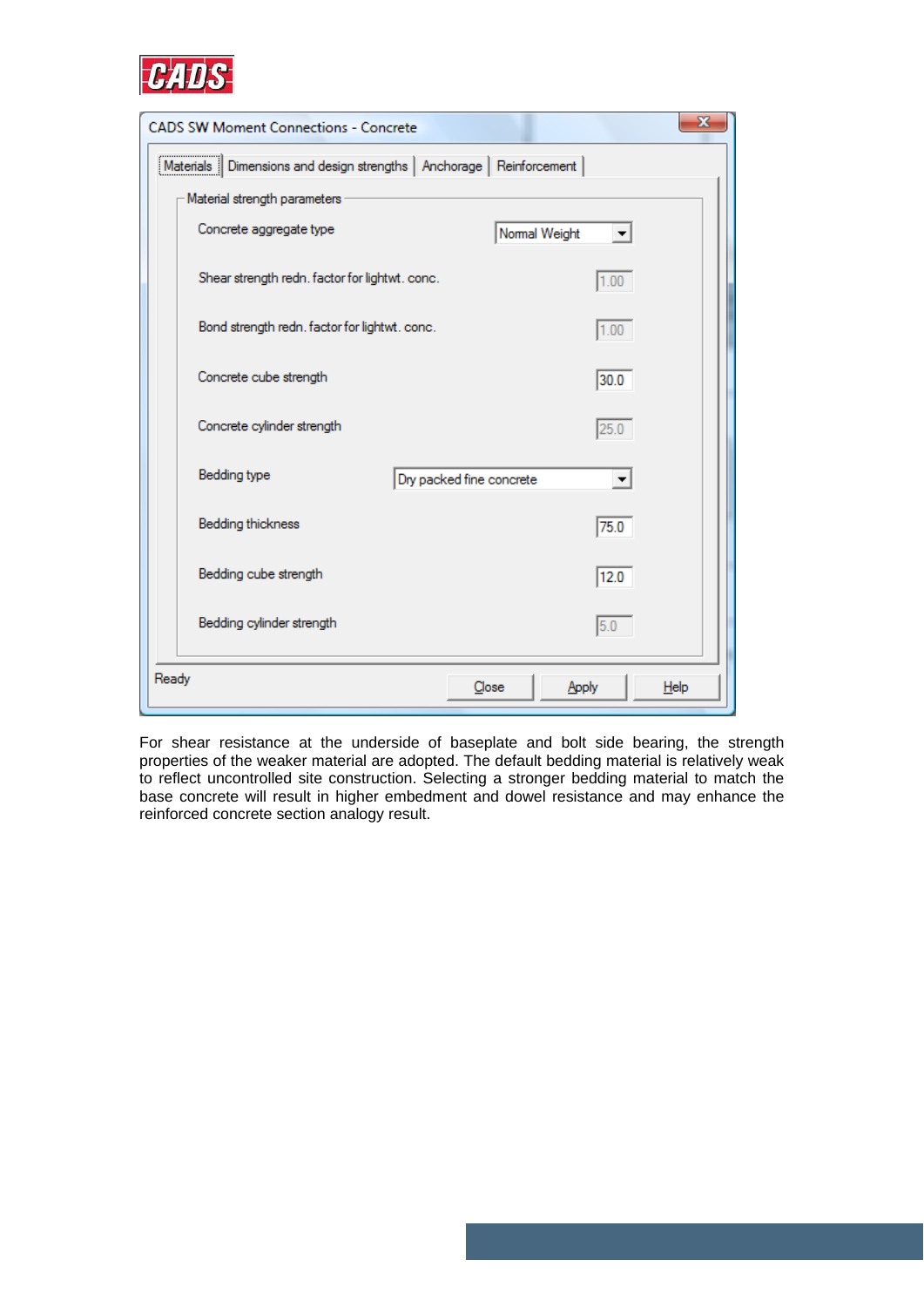CADS SW Moment Connections - Concrete

Materials | Dimensions and design strengths | Anchorage | Reinforcement

Material strength parameters

| Parameter | Value |
| --- | --- |
| Concrete aggregate type | Normal Weight |
| Shear strength redn. factor for lightwt. conc. | 1.00 |
| Bond strength redn. factor for lightwt. conc. | 1.00 |
| Concrete cube strength | 30.0 |
| Concrete cylinder strength | 25.0 |
| Bedding type | Dry packed fine concrete |
| Bedding thickness | 75.0 |
| Bedding cube strength | 12.0 |
| Bedding cylinder strength | 5.0 |

Ready — Close | Apply | Help

For shear resistance at the underside of baseplate and bolt side bearing, the strength properties of the weaker material are adopted. The default bedding material is relatively weak to reflect uncontrolled site construction. Selecting a stronger bedding material to match the base concrete will result in higher embedment and dowel resistance and may enhance the reinforced concrete section analogy result.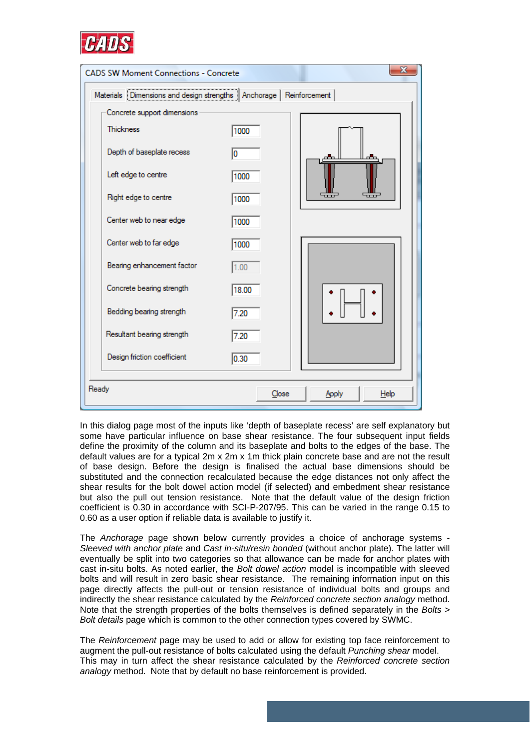In this dialog page most of the inputs like 'depth of baseplate recess' are self explanatory but some have particular influence on base shear resistance. The four subsequent input fields define the proximity of the column and its baseplate and bolts to the edges of the base. The default values are for a typical 2m x 2m x 1m thick plain concrete base and are not the result of base design. Before the design is finalised the actual base dimensions should be substituted and the connection recalculated because the edge distances not only affect the shear results for the bolt dowel action model (if selected) and embedment shear resistance but also the pull out tension resistance. Note that the default value of the design friction coefficient is 0.30 in accordance with SCI-P-207/95. This can be varied in the range 0.15 to 0.60 as a user option if reliable data is available to justify it.

The *Anchorage* page shown below currently provides a choice of anchorage systems - *Sleeved with anchor plate* and *Cast in-situ/resin bonded* (without anchor plate). The latter will eventually be split into two categories so that allowance can be made for anchor plates with cast in-situ bolts. As noted earlier, the *Bolt dowel action* model is incompatible with sleeved bolts and will result in zero basic shear resistance. The remaining information input on this page directly affects the pull-out or tension resistance of individual bolts and groups and indirectly the shear resistance calculated by the *Reinforced concrete section analogy* method. Note that the strength properties of the bolts themselves is defined separately in the *Bolts > Bolt details* page which is common to the other connection types covered by SWMC.

The *Reinforcement* page may be used to add or allow for existing top face reinforcement to augment the pull-out resistance of bolts calculated using the default *Punching shear* model. This may in turn affect the shear resistance calculated by the *Reinforced concrete section analogy* method. Note that by default no base reinforcement is provided.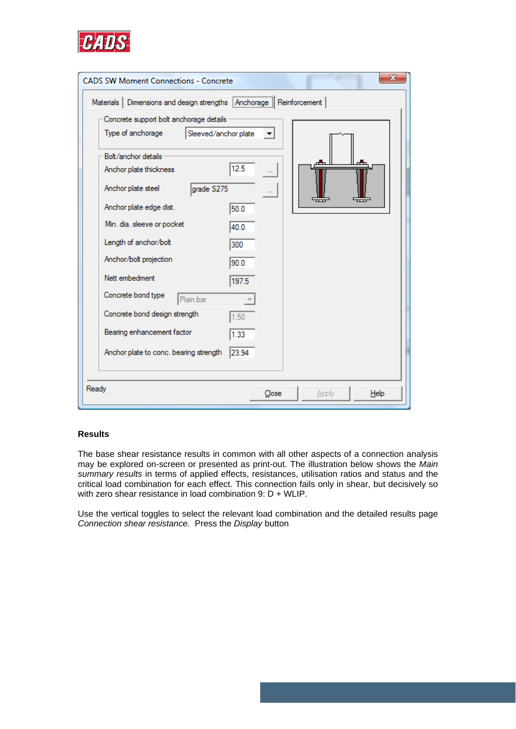**Results**

The base shear resistance results in common with all other aspects of a connection analysis may be explored on-screen or presented as print-out. The illustration below shows the *Main summary results* in terms of applied effects, resistances, utilisation ratios and status and the critical load combination for each effect. This connection fails only in shear, but decisively so with zero shear resistance in load combination 9: D + WLIP.

Use the vertical toggles to select the relevant load combination and the detailed results page *Connection shear resistance.* Press the *Display* button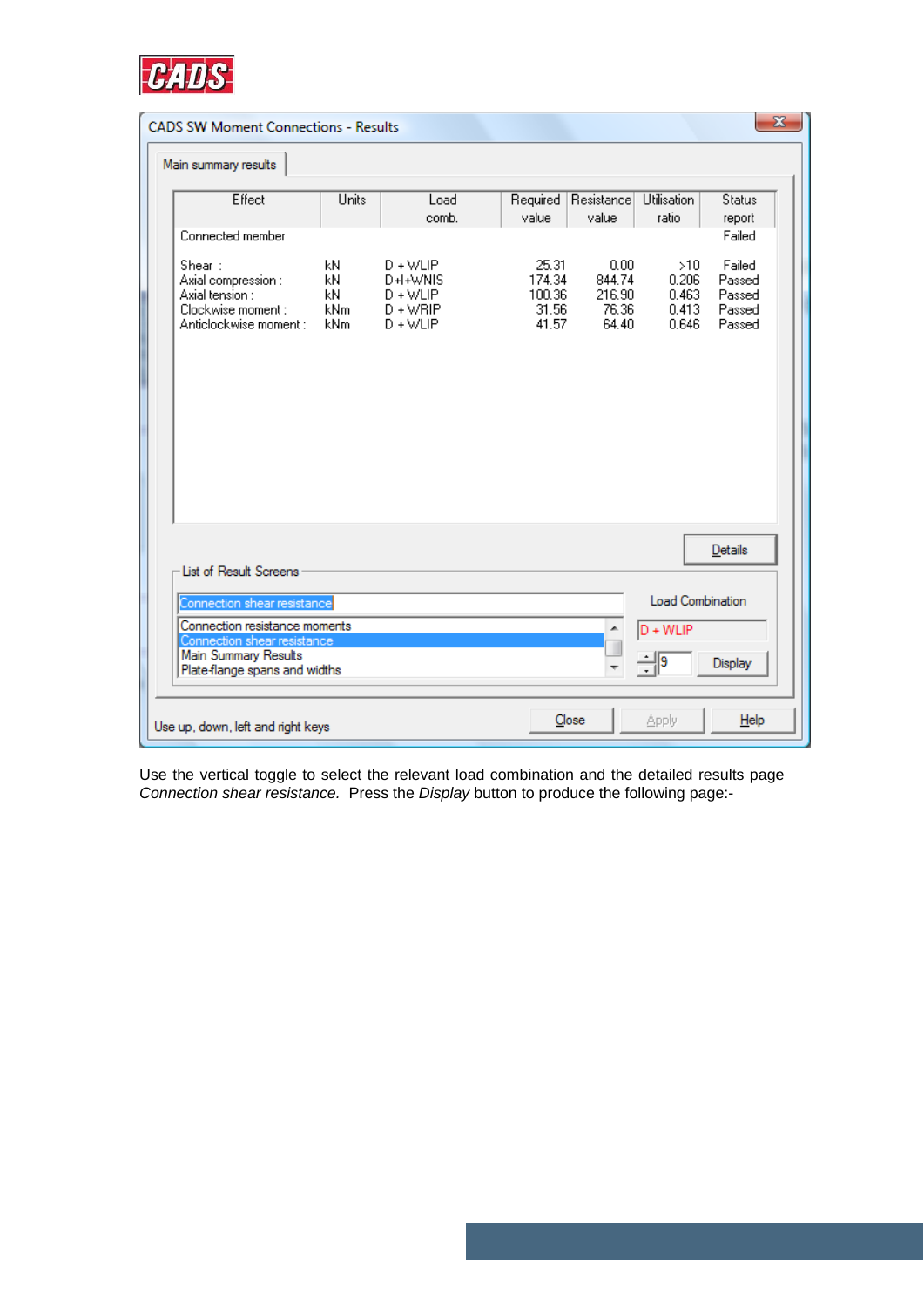**CADS SW Moment Connections - Results**

Main summary results

| Effect | Units | Load comb. | Required value | Resistance value | Utilisation ratio | Status report |
|---|---|---|---|---|---|---|
| Connected member | | | | | | Failed |
| Shear : | kN | D + WLIP | 25.31 | 0.00 | >10 | Failed |
| Axial compression : | kN | D+I+WNIS | 174.34 | 844.74 | 0.206 | Passed |
| Axial tension : | kN | D + WLIP | 100.36 | 216.90 | 0.463 | Passed |
| Clockwise moment : | kNm | D + WRIP | 31.56 | 76.36 | 0.413 | Passed |
| Anticlockwise moment : | kNm | D + WLIP | 41.57 | 64.40 | 0.646 | Passed |

Details

List of Result Screens

Connection shear resistance

- Connection resistance moments
- Connection shear resistance
- Main Summary Results
- Plate-flange spans and widths

Load Combination: D + WLIP — 9 — Display

Close | Apply | Help

Use up, down, left and right keys

Use the vertical toggle to select the relevant load combination and the detailed results page *Connection shear resistance.* Press the *Display* button to produce the following page:-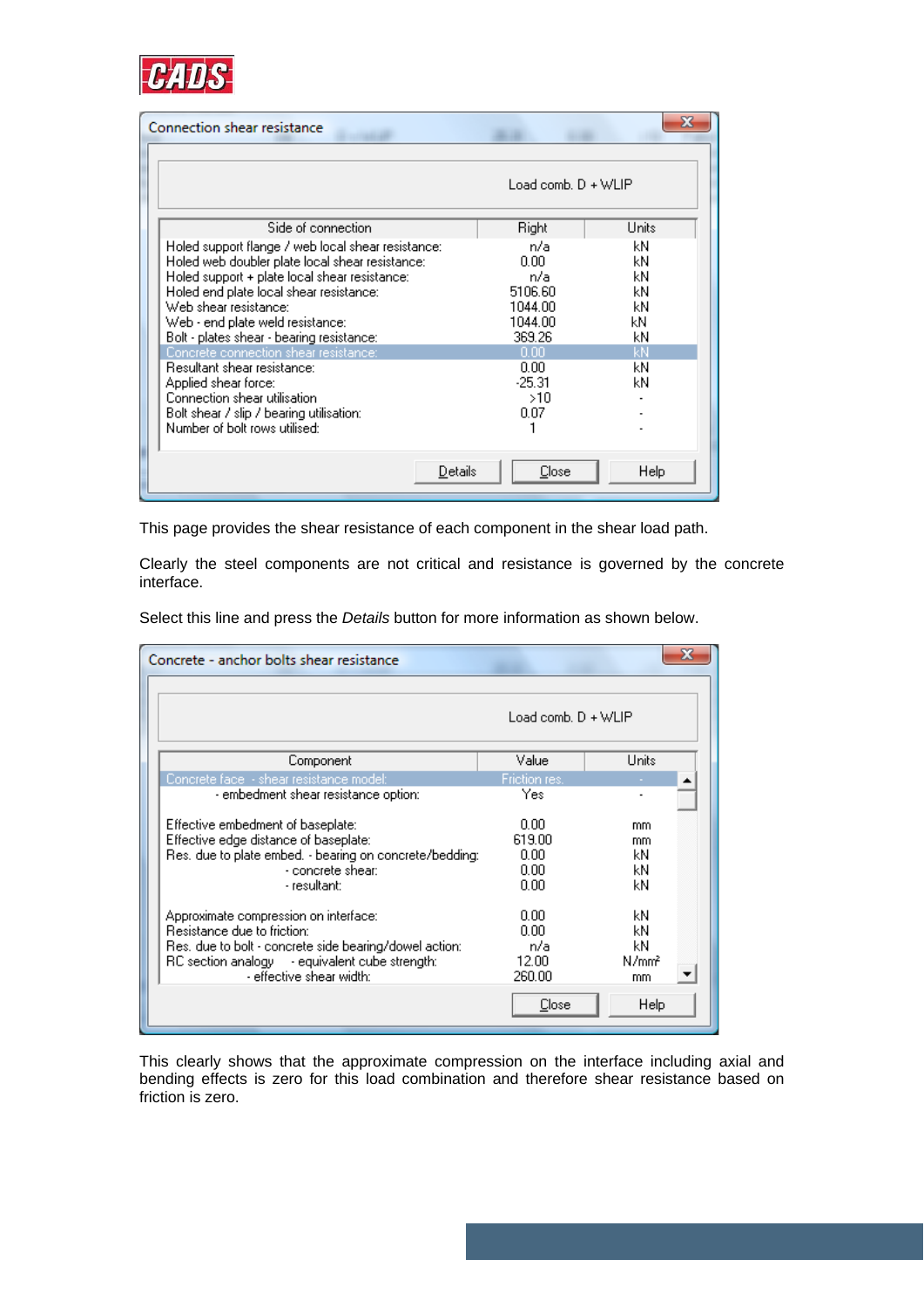**Connection shear resistance**

Load comb. D + WLIP

| Side of connection | Right | Units |
|---|---|---|
| Holed support flange / web local shear resistance: | n/a | kN |
| Holed web doubler plate local shear resistance: | 0.00 | kN |
| Holed support + plate local shear resistance: | n/a | kN |
| Holed end plate local shear resistance: | 5106.60 | kN |
| Web shear resistance: | 1044.00 | kN |
| Web - end plate weld resistance: | 1044.00 | kN |
| Bolt - plates shear - bearing resistance: | 369.26 | kN |
| Concrete connection shear resistance: | 0.00 | kN |
| Resultant shear resistance: | 0.00 | kN |
| Applied shear force: | -25.31 | kN |
| Connection shear utilisation | >10 | - |
| Bolt shear / slip / bearing utilisation: | 0.07 | - |
| Number of bolt rows utilised: | 1 | - |

Details | Close | Help

This page provides the shear resistance of each component in the shear load path.

Clearly the steel components are not critical and resistance is governed by the concrete interface.

Select this line and press the *Details* button for more information as shown below.

**Concrete - anchor bolts shear resistance**

Load comb. D + WLIP

| Component | Value | Units |
|---|---|---|
| Concrete face - shear resistance model: | Friction res. | - |
| - embedment shear resistance option: | Yes | - |
| Effective embedment of baseplate: | 0.00 | mm |
| Effective edge distance of baseplate: | 619.00 | mm |
| Res. due to plate embed. - bearing on concrete/bedding: | 0.00 | kN |
| - concrete shear: | 0.00 | kN |
| - resultant: | 0.00 | kN |
| Approximate compression on interface: | 0.00 | kN |
| Resistance due to friction: | 0.00 | kN |
| Res. due to bolt - concrete side bearing/dowel action: | n/a | kN |
| RC section analogy - equivalent cube strength: | 12.00 | N/mm² |
| - effective shear width: | 260.00 | mm |

Close | Help

This clearly shows that the approximate compression on the interface including axial and bending effects is zero for this load combination and therefore shear resistance based on friction is zero.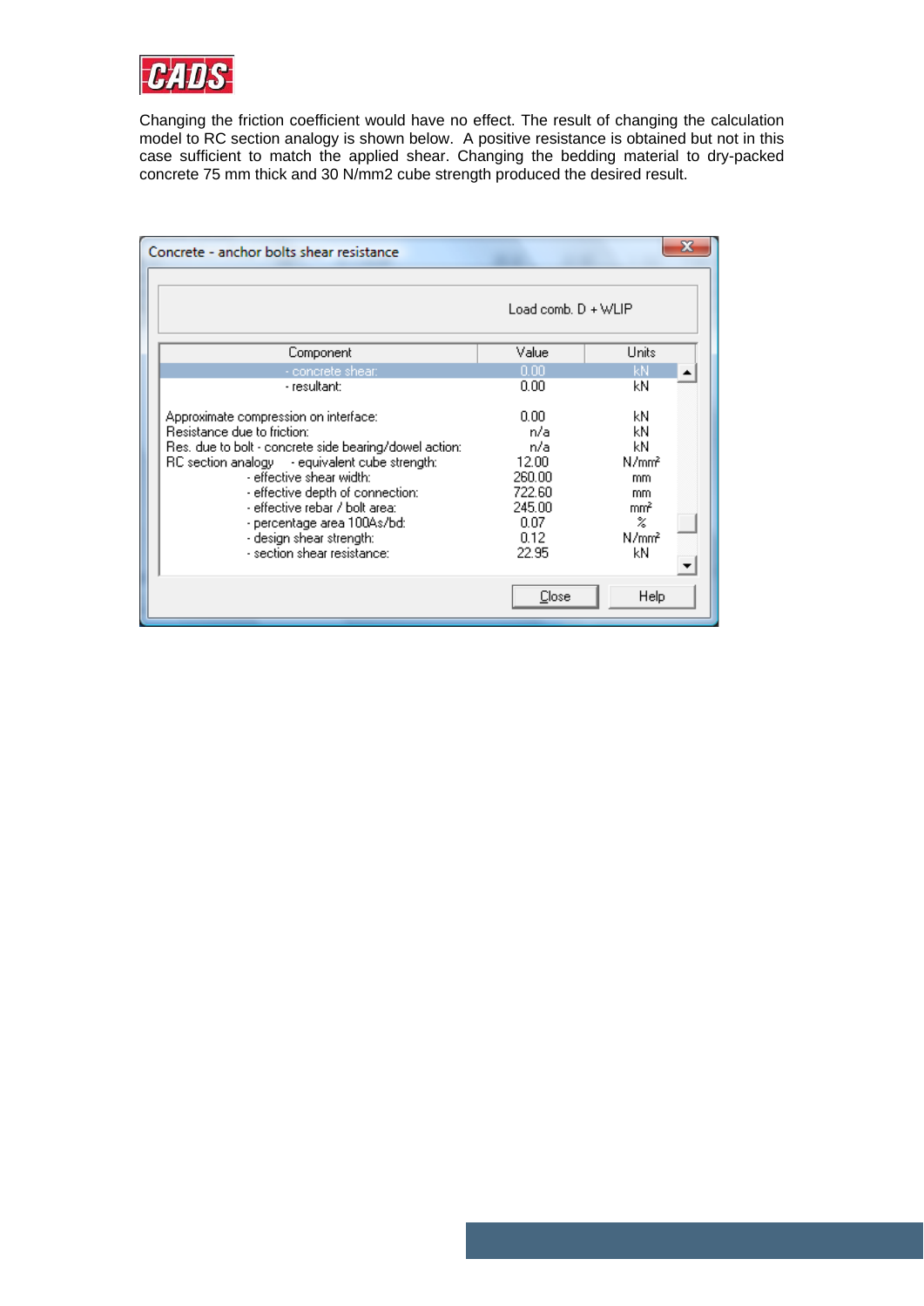Changing the friction coefficient would have no effect. The result of changing the calculation model to RC section analogy is shown below. A positive resistance is obtained but not in this case sufficient to match the applied shear. Changing the bedding material to dry-packed concrete 75 mm thick and 30 N/mm2 cube strength produced the desired result.

**Concrete - anchor bolts shear resistance**

Load comb. D + WLIP

| Component | Value | Units |
|---|---|---|
| - concrete shear: | 0.00 | kN |
| - resultant: | 0.00 | kN |
| | | |
| Approximate compression on interface: | 0.00 | kN |
| Resistance due to friction: | n/a | kN |
| Res. due to bolt - concrete side bearing/dowel action: | n/a | kN |
| RC section analogy - equivalent cube strength: | 12.00 | N/mm² |
| - effective shear width: | 260.00 | mm |
| - effective depth of connection: | 722.60 | mm |
| - effective rebar / bolt area: | 245.00 | mm² |
| - percentage area 100As/bd: | 0.07 | % |
| - design shear strength: | 0.12 | N/mm² |
| - section shear resistance: | 22.95 | kN |

Close   Help